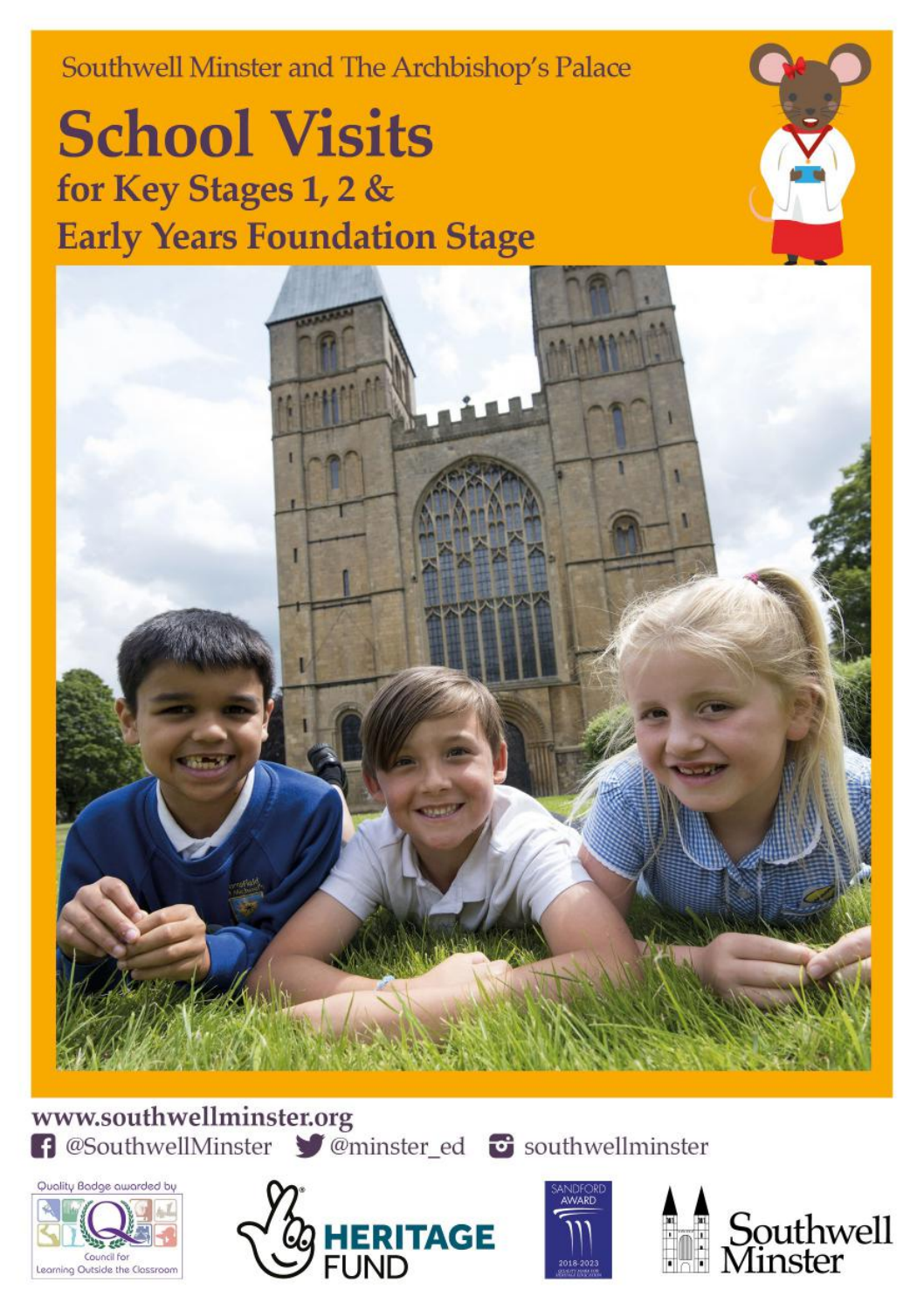Southwell Minster and The Archbishop's Palace

# School Visits

## for Key Stages 1, 2 & Early Years Foundation Stage

www.southwellminster.org

@SouthwellMinster @minster_ed southwellminster

Quality Badge awarded by Council for Learning Outside the Classroom

HERITAGE FUND

SANDFORD AWARD 2018-2023

Southwell Minster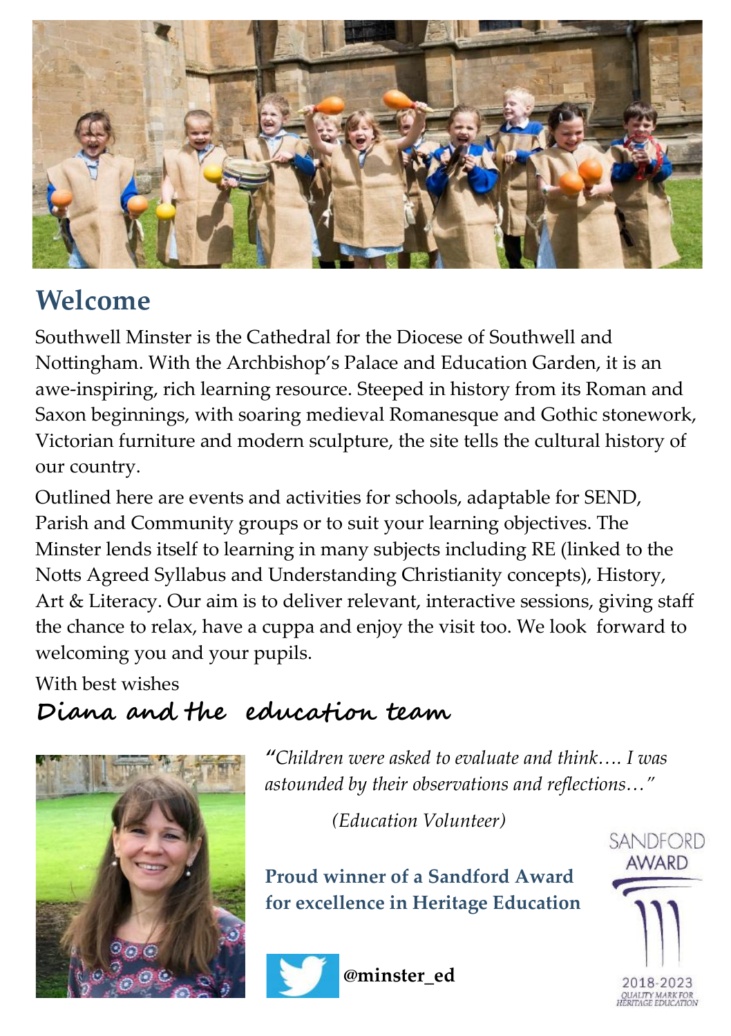## Welcome

Southwell Minster is the Cathedral for the Diocese of Southwell and Nottingham. With the Archbishop's Palace and Education Garden, it is an awe-inspiring, rich learning resource. Steeped in history from its Roman and Saxon beginnings, with soaring medieval Romanesque and Gothic stonework, Victorian furniture and modern sculpture, the site tells the cultural history of our country.

Outlined here are events and activities for schools, adaptable for SEND, Parish and Community groups or to suit your learning objectives. The Minster lends itself to learning in many subjects including RE (linked to the Notts Agreed Syllabus and Understanding Christianity concepts), History, Art & Literacy. Our aim is to deliver relevant, interactive sessions, giving staff the chance to relax, have a cuppa and enjoy the visit too. We look forward to welcoming you and your pupils.

With best wishes

**Diana and the education team**

*"Children were asked to evaluate and think…. I was astounded by their observations and reflections…"*

*(Education Volunteer)*

**Proud winner of a Sandford Award for excellence in Heritage Education**

SANDFORD AWARD
2018-2023
QUALITY MARK FOR HERITAGE EDUCATION

**@minster_ed**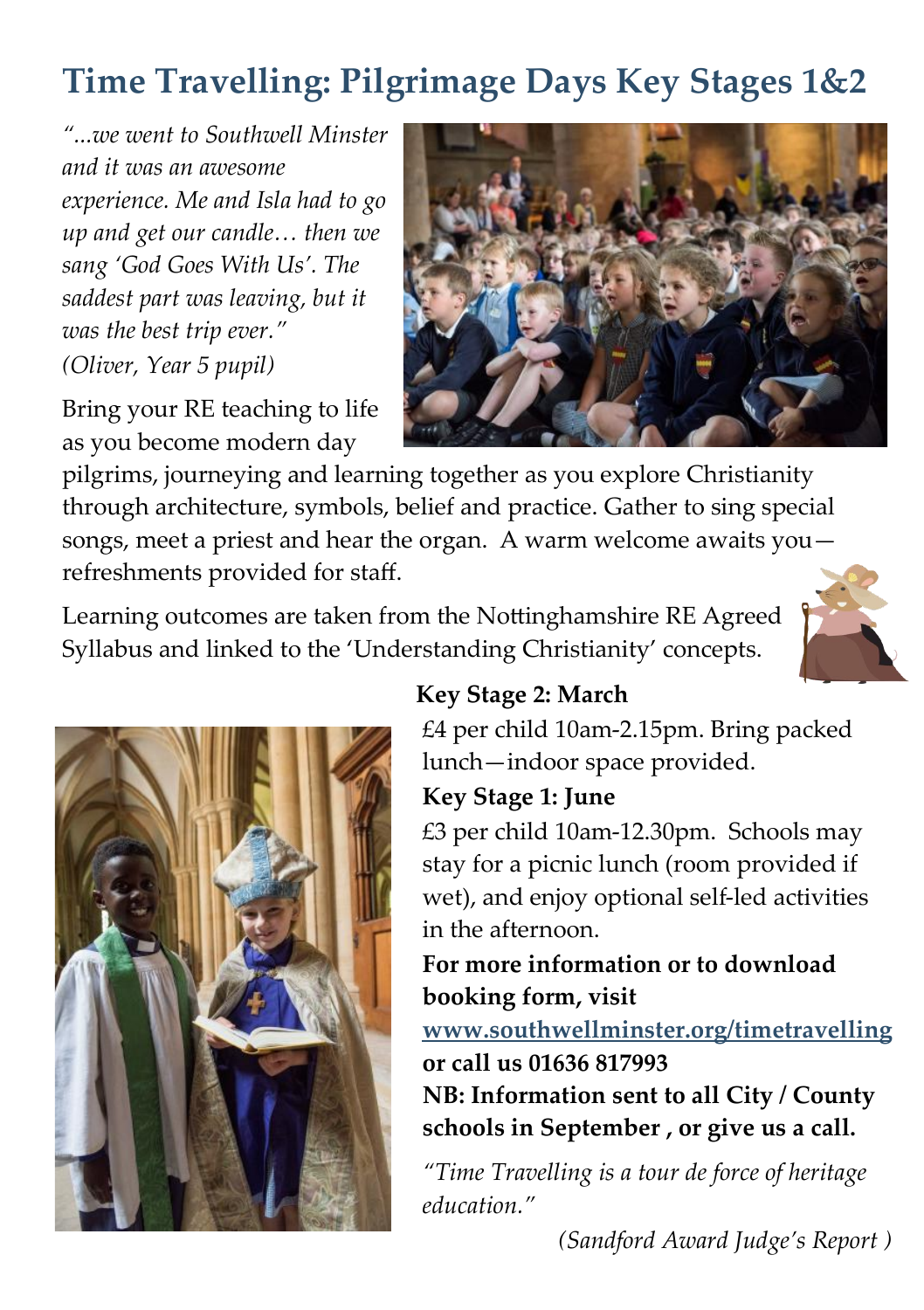# Time Travelling: Pilgrimage Days Key Stages 1&2

*"...we went to Southwell Minster and it was an awesome experience. Me and Isla had to go up and get our candle… then we sang 'God Goes With Us'. The saddest part was leaving, but it was the best trip ever." (Oliver, Year 5 pupil)*

Bring your RE teaching to life as you become modern day pilgrims, journeying and learning together as you explore Christianity through architecture, symbols, belief and practice. Gather to sing special songs, meet a priest and hear the organ. A warm welcome awaits you—refreshments provided for staff.

Learning outcomes are taken from the Nottinghamshire RE Agreed Syllabus and linked to the 'Understanding Christianity' concepts.

**Key Stage 2: March**

£4 per child 10am-2.15pm. Bring packed lunch—indoor space provided.

**Key Stage 1: June**

£3 per child 10am-12.30pm. Schools may stay for a picnic lunch (room provided if wet), and enjoy optional self-led activities in the afternoon.

**For more information or to download booking form, visit** **www.southwellminster.org/timetravelling** **or call us 01636 817993**

**NB: Information sent to all City / County schools in September , or give us a call.**

*"Time Travelling is a tour de force of heritage education."*

*(Sandford Award Judge's Report )*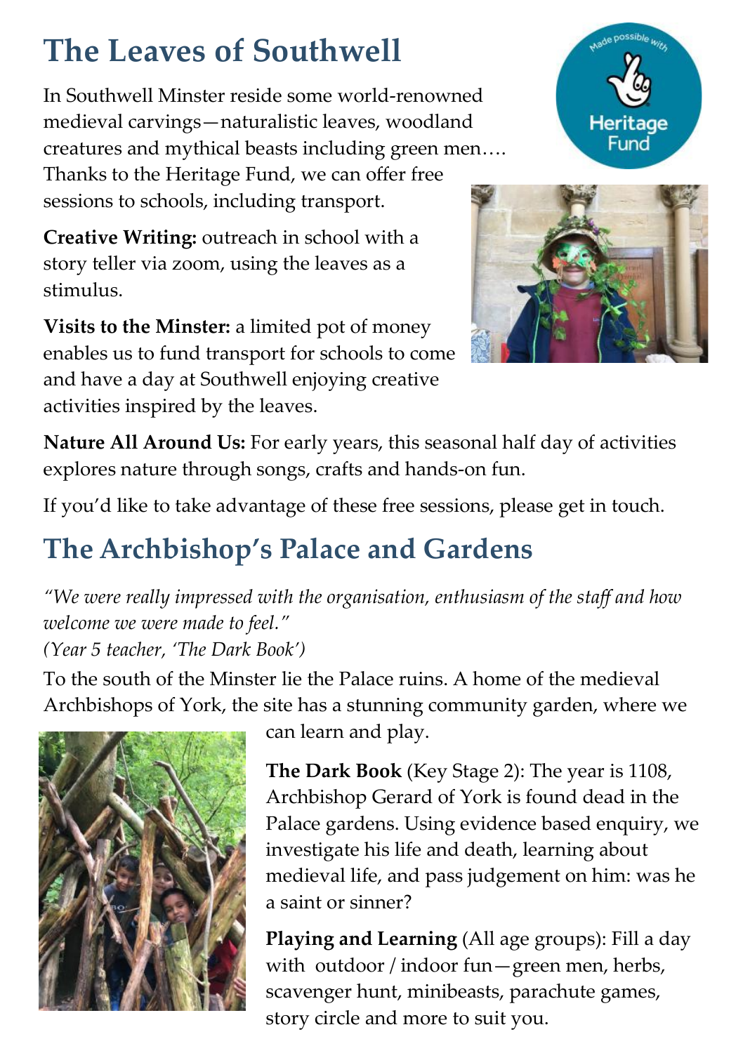# The Leaves of Southwell

In Southwell Minster reside some world-renowned medieval carvings—naturalistic leaves, woodland creatures and mythical beasts including green men…. Thanks to the Heritage Fund, we can offer free sessions to schools, including transport.

**Creative Writing:** outreach in school with a story teller via zoom, using the leaves as a stimulus.

**Visits to the Minster:** a limited pot of money enables us to fund transport for schools to come and have a day at Southwell enjoying creative activities inspired by the leaves.

**Nature All Around Us:** For early years, this seasonal half day of activities explores nature through songs, crafts and hands-on fun.

If you'd like to take advantage of these free sessions, please get in touch.

# The Archbishop's Palace and Gardens

*"We were really impressed with the organisation, enthusiasm of the staff and how welcome we were made to feel."*
*(Year 5 teacher, 'The Dark Book')*

To the south of the Minster lie the Palace ruins. A home of the medieval Archbishops of York, the site has a stunning community garden, where we can learn and play.

**The Dark Book** (Key Stage 2): The year is 1108, Archbishop Gerard of York is found dead in the Palace gardens. Using evidence based enquiry, we investigate his life and death, learning about medieval life, and pass judgement on him: was he a saint or sinner?

**Playing and Learning** (All age groups): Fill a day with outdoor / indoor fun—green men, herbs, scavenger hunt, minibeasts, parachute games, story circle and more to suit you.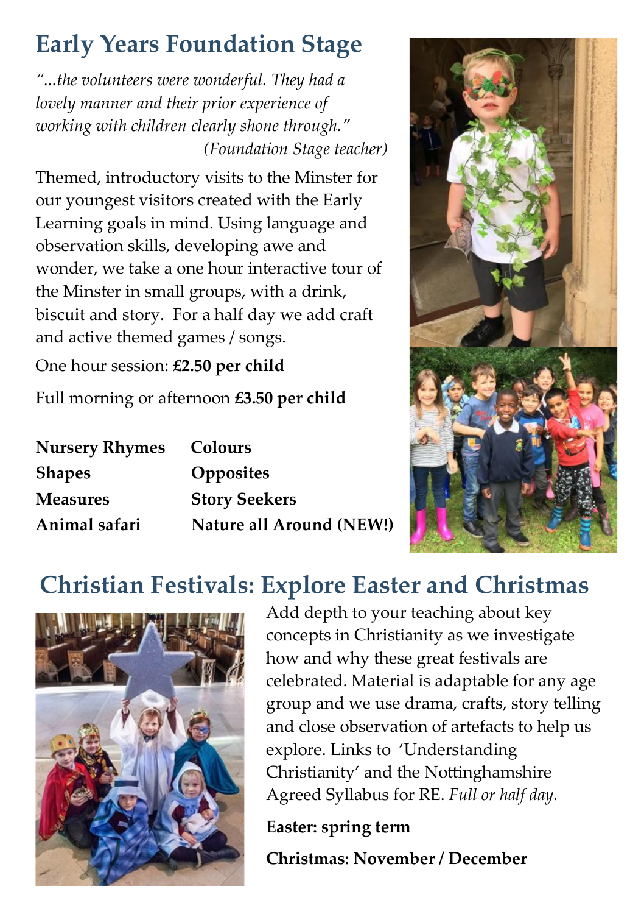## Early Years Foundation Stage

*"...the volunteers were wonderful. They had a lovely manner and their prior experience of working with children clearly shone through."*
*(Foundation Stage teacher)*

Themed, introductory visits to the Minster for our youngest visitors created with the Early Learning goals in mind. Using language and observation skills, developing awe and wonder, we take a one hour interactive tour of the Minster in small groups, with a drink, biscuit and story. For a half day we add craft and active themed games / songs.

One hour session: **£2.50 per child**

Full morning or afternoon **£3.50 per child**

| | |
|---|---|
| **Nursery Rhymes** | **Colours** |
| **Shapes** | **Opposites** |
| **Measures** | **Story Seekers** |
| **Animal safari** | **Nature all Around (NEW!)** |

## Christian Festivals: Explore Easter and Christmas

Add depth to your teaching about key concepts in Christianity as we investigate how and why these great festivals are celebrated. Material is adaptable for any age group and we use drama, crafts, story telling and close observation of artefacts to help us explore. Links to 'Understanding Christianity' and the Nottinghamshire Agreed Syllabus for RE. *Full or half day.*

**Easter: spring term**

**Christmas: November / December**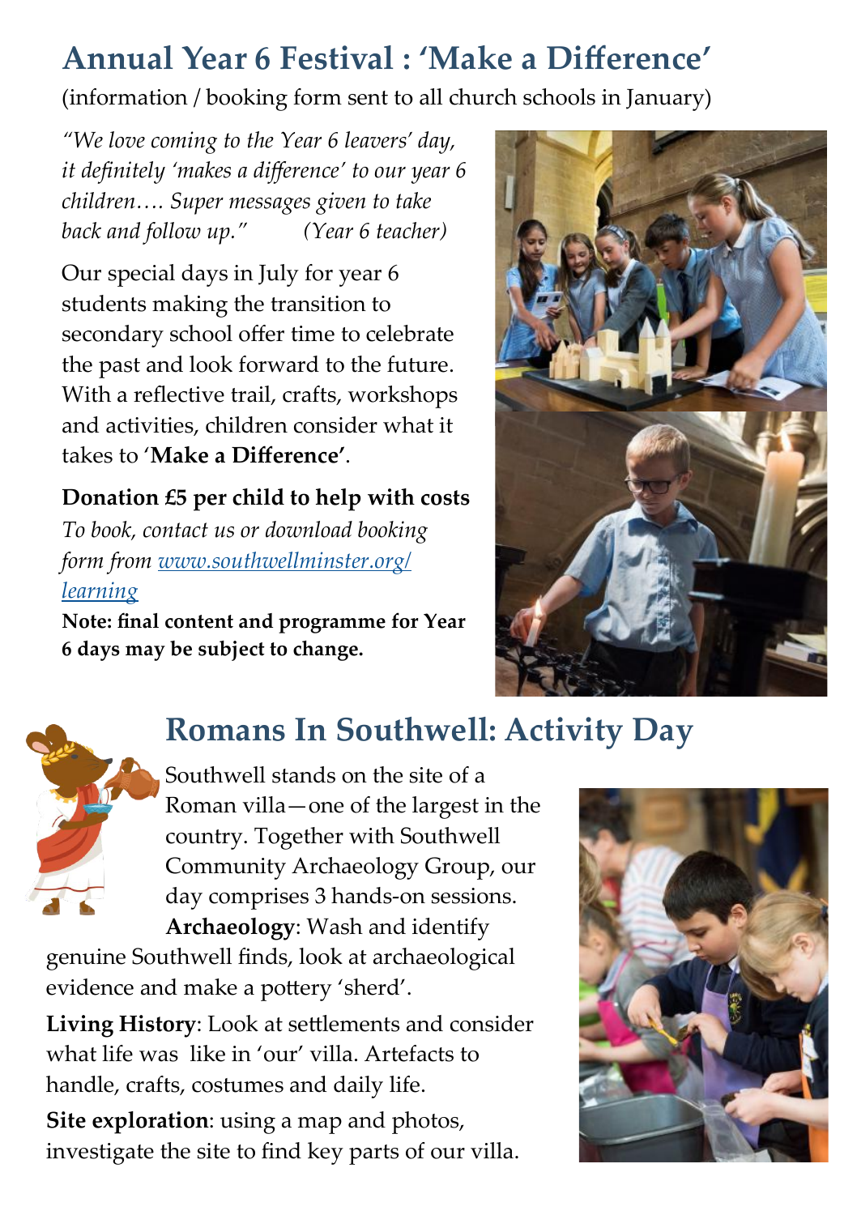## Annual Year 6 Festival : 'Make a Difference'

(information / booking form sent to all church schools in January)

*"We love coming to the Year 6 leavers' day, it definitely 'makes a difference' to our year 6 children…. Super messages given to take back and follow up."* *(Year 6 teacher)*

Our special days in July for year 6 students making the transition to secondary school offer time to celebrate the past and look forward to the future. With a reflective trail, crafts, workshops and activities, children consider what it takes to '**Make a Difference'**.

**Donation £5 per child to help with costs**

*To book, contact us or download booking form from [www.southwellminster.org/learning](www.southwellminster.org/learning)*

**Note: final content and programme for Year 6 days may be subject to change.**

## Romans In Southwell: Activity Day

Southwell stands on the site of a Roman villa—one of the largest in the country. Together with Southwell Community Archaeology Group, our day comprises 3 hands-on sessions.

**Archaeology**: Wash and identify genuine Southwell finds, look at archaeological evidence and make a pottery 'sherd'.

**Living History**: Look at settlements and consider what life was like in 'our' villa. Artefacts to handle, crafts, costumes and daily life.

**Site exploration**: using a map and photos, investigate the site to find key parts of our villa.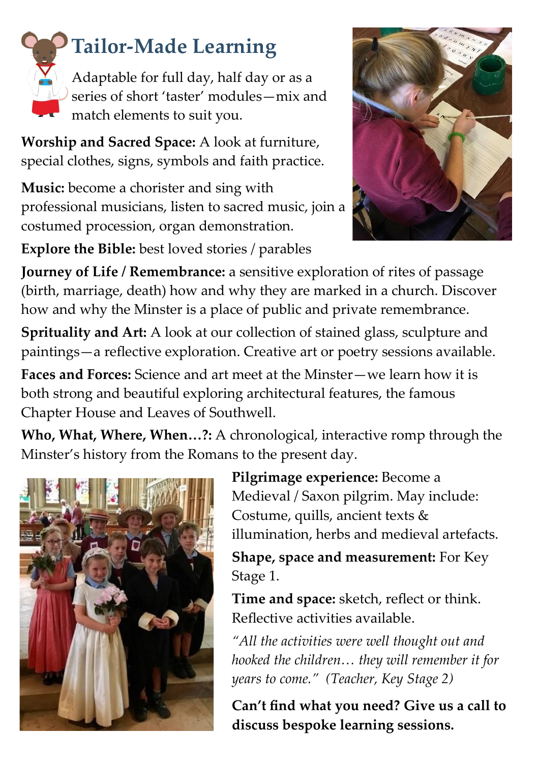# Tailor-Made Learning

Adaptable for full day, half day or as a series of short 'taster' modules—mix and match elements to suit you.

**Worship and Sacred Space:** A look at furniture, special clothes, signs, symbols and faith practice.

**Music:** become a chorister and sing with professional musicians, listen to sacred music, join a costumed procession, organ demonstration.

**Explore the Bible:** best loved stories / parables

**Journey of Life / Remembrance:** a sensitive exploration of rites of passage (birth, marriage, death) how and why they are marked in a church. Discover how and why the Minster is a place of public and private remembrance.

**Sprituality and Art:** A look at our collection of stained glass, sculpture and paintings—a reflective exploration. Creative art or poetry sessions available.

**Faces and Forces:** Science and art meet at the Minster—we learn how it is both strong and beautiful exploring architectural features, the famous Chapter House and Leaves of Southwell.

**Who, What, Where, When…?:** A chronological, interactive romp through the Minster's history from the Romans to the present day.

**Pilgrimage experience:** Become a Medieval / Saxon pilgrim. May include: Costume, quills, ancient texts & illumination, herbs and medieval artefacts.

**Shape, space and measurement:** For Key Stage 1.

**Time and space:** sketch, reflect or think. Reflective activities available.

*"All the activities were well thought out and hooked the children… they will remember it for years to come." (Teacher, Key Stage 2)*

**Can't find what you need? Give us a call to discuss bespoke learning sessions.**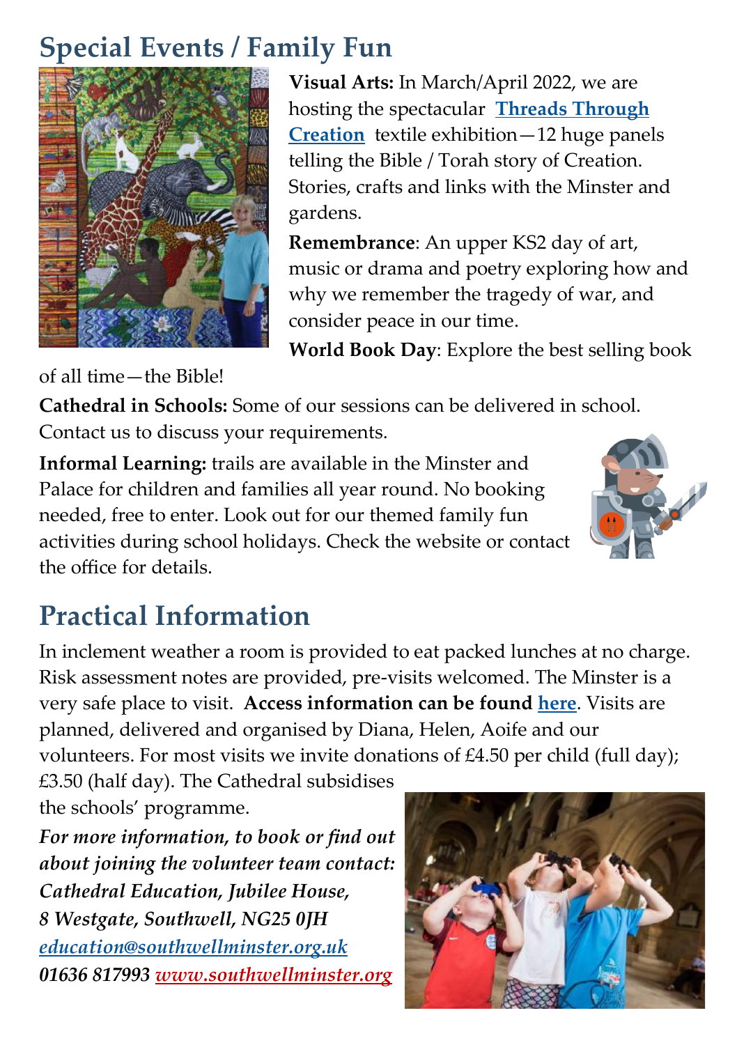## Special Events / Family Fun

**Visual Arts:** In March/April 2022, we are hosting the spectacular **Threads Through Creation** textile exhibition—12 huge panels telling the Bible / Torah story of Creation. Stories, crafts and links with the Minster and gardens.

**Remembrance**: An upper KS2 day of art, music or drama and poetry exploring how and why we remember the tragedy of war, and consider peace in our time.

**World Book Day**: Explore the best selling book of all time—the Bible!

**Cathedral in Schools:** Some of our sessions can be delivered in school. Contact us to discuss your requirements.

**Informal Learning:** trails are available in the Minster and Palace for children and families all year round. No booking needed, free to enter. Look out for our themed family fun activities during school holidays. Check the website or contact the office for details.

## Practical Information

In inclement weather a room is provided to eat packed lunches at no charge. Risk assessment notes are provided, pre-visits welcomed. The Minster is a very safe place to visit. **Access information can be found here**. Visits are planned, delivered and organised by Diana, Helen, Aoife and our volunteers. For most visits we invite donations of £4.50 per child (full day); £3.50 (half day). The Cathedral subsidises the schools' programme.

***For more information, to book or find out about joining the volunteer team contact:***
***Cathedral Education, Jubilee House,***
***8 Westgate, Southwell, NG25 0JH***
***education@southwellminster.org.uk***
***01636 817993 www.southwellminster.org***